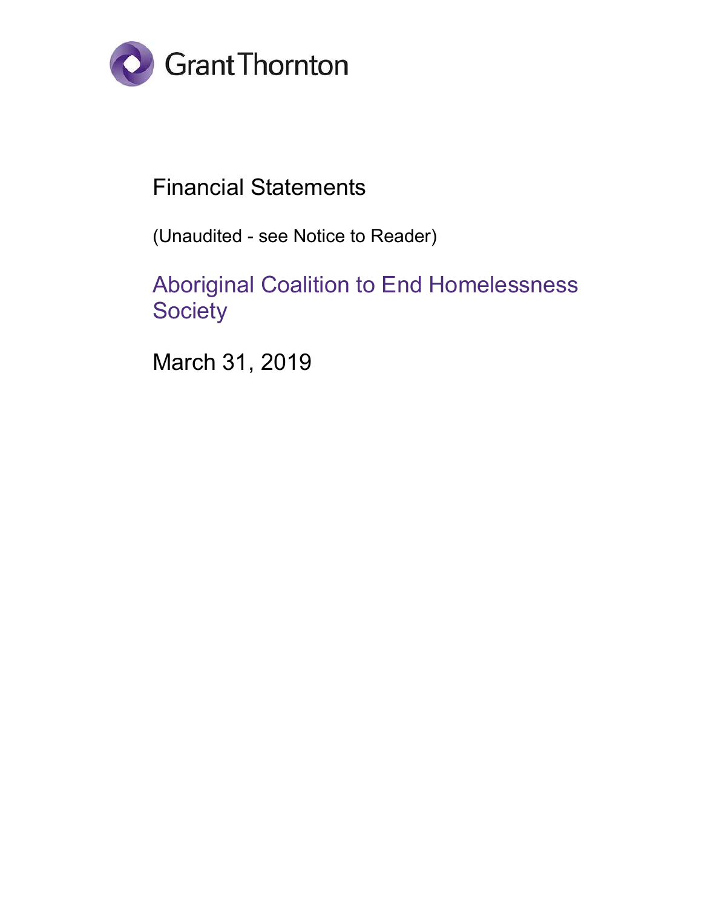Grant Thornton

# Financial Statements

(Unaudited - see Notice to Reader)

## Aboriginal Coalition to End Homelessness Society

March 31, 2019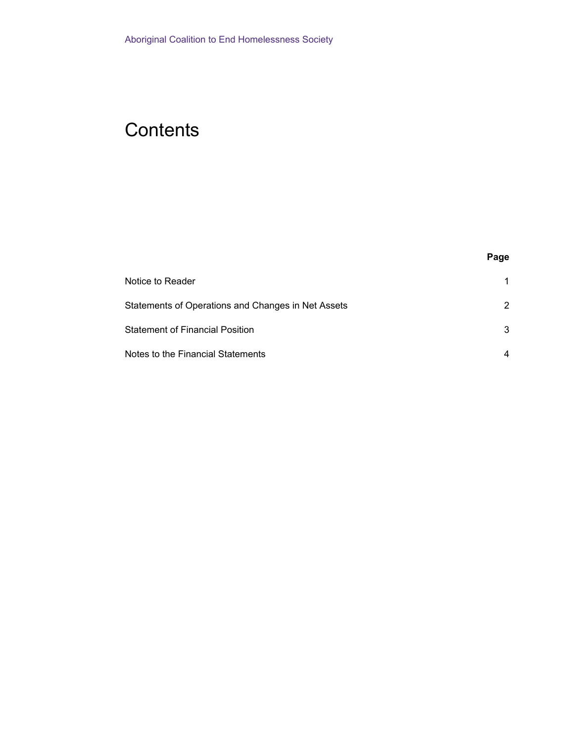Aboriginal Coalition to End Homelessness Society

# Contents

| | Page |
|---|---|
| Notice to Reader | 1 |
| Statements of Operations and Changes in Net Assets | 2 |
| Statement of Financial Position | 3 |
| Notes to the Financial Statements | 4 |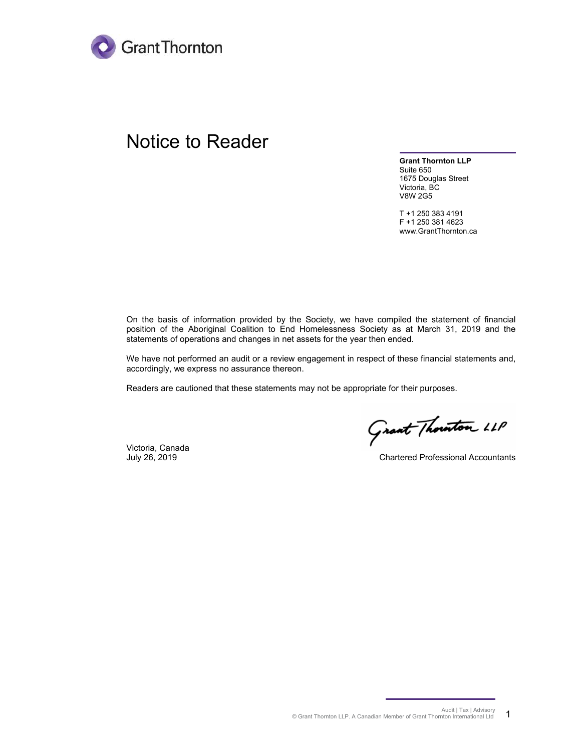# Notice to Reader

**Grant Thornton LLP**
Suite 650
1675 Douglas Street
Victoria, BC
V8W 2G5

T +1 250 383 4191
F +1 250 381 4623
www.GrantThornton.ca

On the basis of information provided by the Society, we have compiled the statement of financial position of the Aboriginal Coalition to End Homelessness Society as at March 31, 2019 and the statements of operations and changes in net assets for the year then ended.

We have not performed an audit or a review engagement in respect of these financial statements and, accordingly, we express no assurance thereon.

Readers are cautioned that these statements may not be appropriate for their purposes.

Victoria, Canada
July 26, 2019

Grant Thornton LLP
Chartered Professional Accountants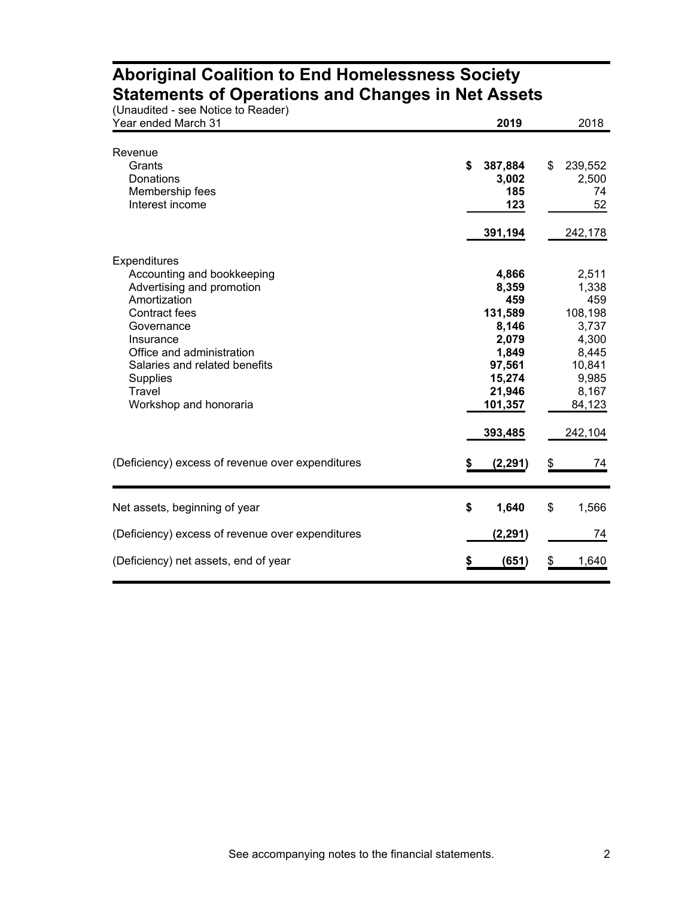# Aboriginal Coalition to End Homelessness Society
## Statements of Operations and Changes in Net Assets

(Unaudited - see Notice to Reader)

| Year ended March 31 | 2019 | 2018 |
|---|---|---|
| **Revenue** | | |
| Grants | $ 387,884 | $ 239,552 |
| Donations | 3,002 | 2,500 |
| Membership fees | 185 | 74 |
| Interest income | 123 | 52 |
| | 391,194 | 242,178 |
| **Expenditures** | | |
| Accounting and bookkeeping | 4,866 | 2,511 |
| Advertising and promotion | 8,359 | 1,338 |
| Amortization | 459 | 459 |
| Contract fees | 131,589 | 108,198 |
| Governance | 8,146 | 3,737 |
| Insurance | 2,079 | 4,300 |
| Office and administration | 1,849 | 8,445 |
| Salaries and related benefits | 97,561 | 10,841 |
| Supplies | 15,274 | 9,985 |
| Travel | 21,946 | 8,167 |
| Workshop and honoraria | 101,357 | 84,123 |
| | 393,485 | 242,104 |
| (Deficiency) excess of revenue over expenditures | $ (2,291) | $ 74 |

| | 2019 | 2018 |
|---|---|---|
| Net assets, beginning of year | $ 1,640 | $ 1,566 |
| (Deficiency) excess of revenue over expenditures | (2,291) | 74 |
| (Deficiency) net assets, end of year | $ (651) | $ 1,640 |

See accompanying notes to the financial statements.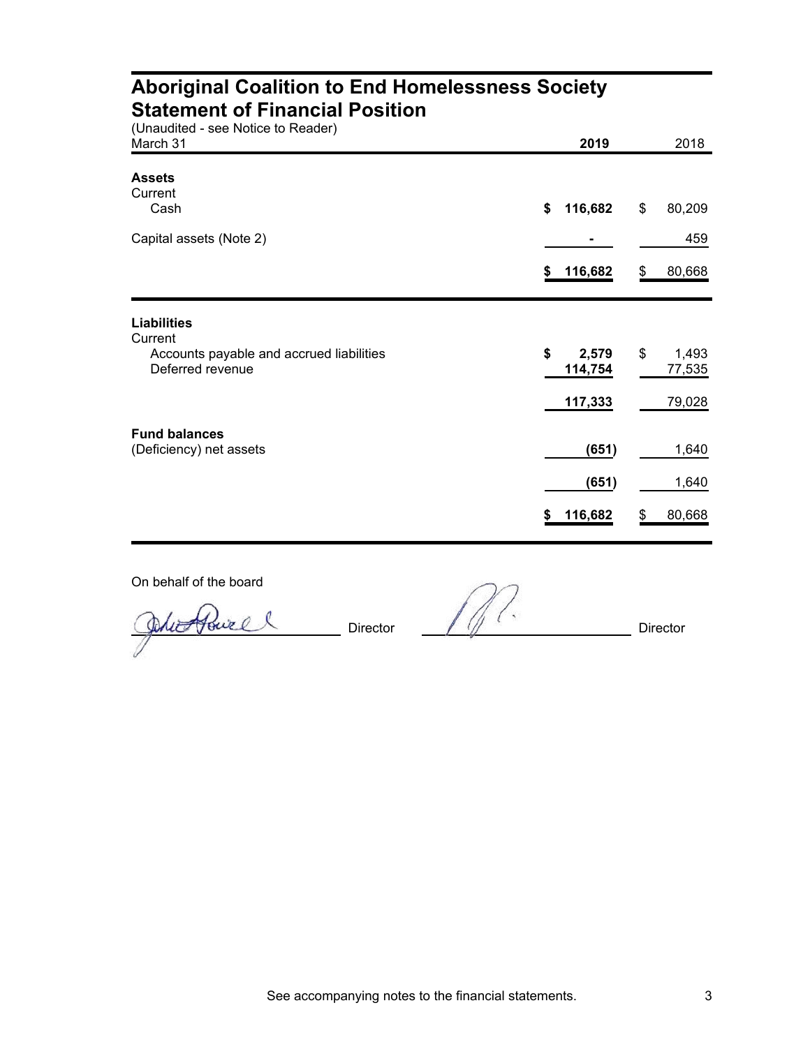# Aboriginal Coalition to End Homelessness Society
## Statement of Financial Position

(Unaudited - see Notice to Reader)

| March 31 | 2019 | 2018 |
|---|---|---|
| **Assets** | | |
| Current | | |
| Cash | **$ 116,682** | $ 80,209 |
| Capital assets (Note 2) | **-** | 459 |
| | **$ 116,682** | $ 80,668 |
| **Liabilities** | | |
| Current | | |
| Accounts payable and accrued liabilities | **$ 2,579** | $ 1,493 |
| Deferred revenue | **114,754** | 77,535 |
| | **117,333** | 79,028 |
| **Fund balances** | | |
| (Deficiency) net assets | **(651)** | 1,640 |
| | **(651)** | 1,640 |
| | **$ 116,682** | $ 80,668 |

On behalf of the board

_________________________ Director _________________________ Director

See accompanying notes to the financial statements.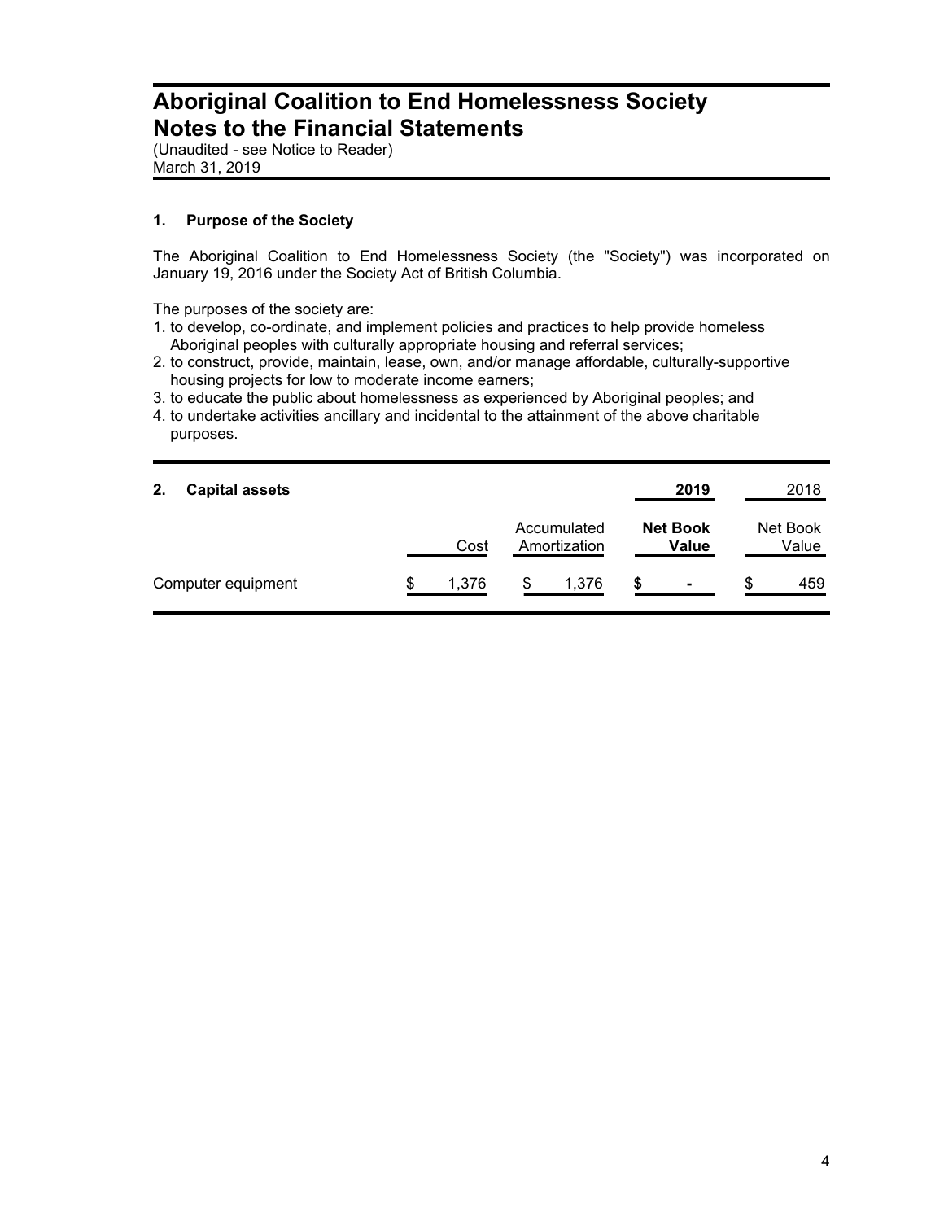# Aboriginal Coalition to End Homelessness Society
# Notes to the Financial Statements

(Unaudited - see Notice to Reader)
March 31, 2019

## 1. Purpose of the Society

The Aboriginal Coalition to End Homelessness Society (the "Society") was incorporated on January 19, 2016 under the Society Act of British Columbia.

The purposes of the society are:

1. to develop, co-ordinate, and implement policies and practices to help provide homeless Aboriginal peoples with culturally appropriate housing and referral services;
2. to construct, provide, maintain, lease, own, and/or manage affordable, culturally-supportive housing projects for low to moderate income earners;
3. to educate the public about homelessness as experienced by Aboriginal peoples; and
4. to undertake activities ancillary and incidental to the attainment of the above charitable purposes.

## 2. Capital assets

| | | | 2019 | 2018 |
|---|---|---|---|---|
| | Cost | Accumulated Amortization | **Net Book Value** | Net Book Value |
| Computer equipment | $ 1,376 | $ 1,376 | **$ -** | $ 459 |